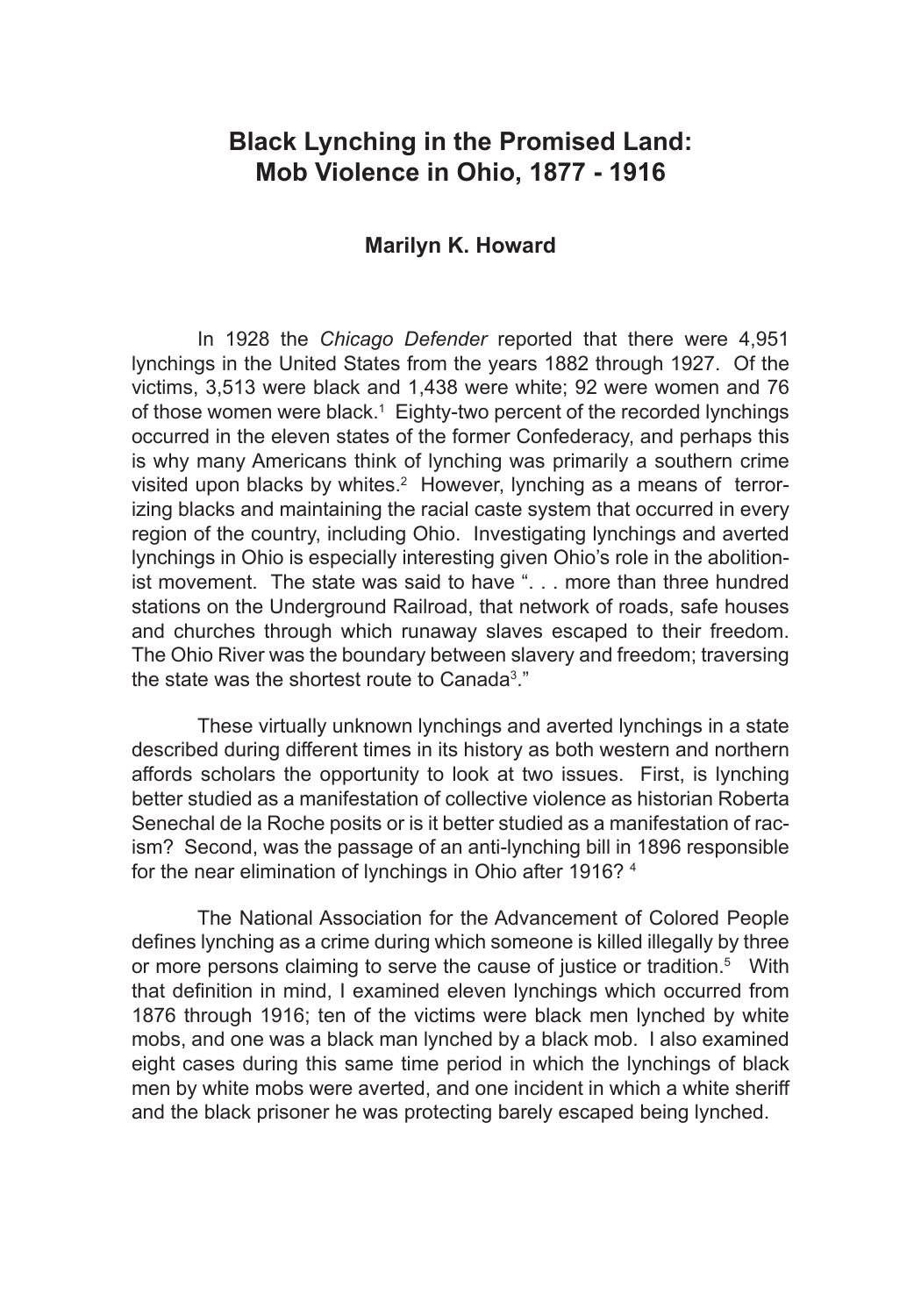# Black Lynching in the Promised Land: Mob Violence in Ohio, 1877 - 1916

**Marilyn K. Howard**

In 1928 the *Chicago Defender* reported that there were 4,951 lynchings in the United States from the years 1882 through 1927. Of the victims, 3,513 were black and 1,438 were white; 92 were women and 76 of those women were black.[1] Eighty-two percent of the recorded lynchings occurred in the eleven states of the former Confederacy, and perhaps this is why many Americans think of lynching was primarily a southern crime visited upon blacks by whites.[2] However, lynching as a means of terrorizing blacks and maintaining the racial caste system that occurred in every region of the country, including Ohio. Investigating lynchings and averted lynchings in Ohio is especially interesting given Ohio's role in the abolitionist movement. The state was said to have ". . . more than three hundred stations on the Underground Railroad, that network of roads, safe houses and churches through which runaway slaves escaped to their freedom. The Ohio River was the boundary between slavery and freedom; traversing the state was the shortest route to Canada[3]."

These virtually unknown lynchings and averted lynchings in a state described during different times in its history as both western and northern affords scholars the opportunity to look at two issues. First, is lynching better studied as a manifestation of collective violence as historian Roberta Senechal de la Roche posits or is it better studied as a manifestation of racism? Second, was the passage of an anti-lynching bill in 1896 responsible for the near elimination of lynchings in Ohio after 1916? [4]

The National Association for the Advancement of Colored People defines lynching as a crime during which someone is killed illegally by three or more persons claiming to serve the cause of justice or tradition.[5] With that definition in mind, I examined eleven lynchings which occurred from 1876 through 1916; ten of the victims were black men lynched by white mobs, and one was a black man lynched by a black mob. I also examined eight cases during this same time period in which the lynchings of black men by white mobs were averted, and one incident in which a white sheriff and the black prisoner he was protecting barely escaped being lynched.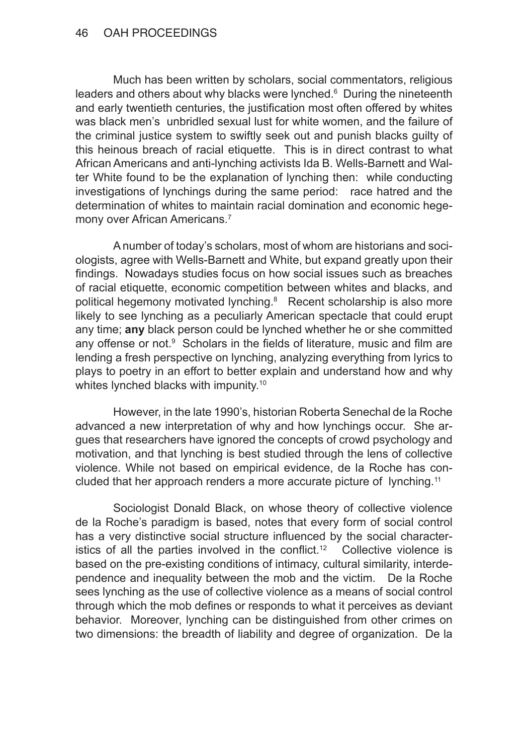Much has been written by scholars, social commentators, religious leaders and others about why blacks were lynched.[6] During the nineteenth and early twentieth centuries, the justification most often offered by whites was black men's unbridled sexual lust for white women, and the failure of the criminal justice system to swiftly seek out and punish blacks guilty of this heinous breach of racial etiquette. This is in direct contrast to what African Americans and anti-lynching activists Ida B. Wells-Barnett and Walter White found to be the explanation of lynching then: while conducting investigations of lynchings during the same period: race hatred and the determination of whites to maintain racial domination and economic hegemony over African Americans.[7]

A number of today's scholars, most of whom are historians and sociologists, agree with Wells-Barnett and White, but expand greatly upon their findings. Nowadays studies focus on how social issues such as breaches of racial etiquette, economic competition between whites and blacks, and political hegemony motivated lynching.[8] Recent scholarship is also more likely to see lynching as a peculiarly American spectacle that could erupt any time; **any** black person could be lynched whether he or she committed any offense or not.[9] Scholars in the fields of literature, music and film are lending a fresh perspective on lynching, analyzing everything from lyrics to plays to poetry in an effort to better explain and understand how and why whites lynched blacks with impunity.[10]

However, in the late 1990's, historian Roberta Senechal de la Roche advanced a new interpretation of why and how lynchings occur. She argues that researchers have ignored the concepts of crowd psychology and motivation, and that lynching is best studied through the lens of collective violence. While not based on empirical evidence, de la Roche has concluded that her approach renders a more accurate picture of lynching.[11]

Sociologist Donald Black, on whose theory of collective violence de la Roche's paradigm is based, notes that every form of social control has a very distinctive social structure influenced by the social characteristics of all the parties involved in the conflict.[12] Collective violence is based on the pre-existing conditions of intimacy, cultural similarity, interdependence and inequality between the mob and the victim. De la Roche sees lynching as the use of collective violence as a means of social control through which the mob defines or responds to what it perceives as deviant behavior. Moreover, lynching can be distinguished from other crimes on two dimensions: the breadth of liability and degree of organization. De la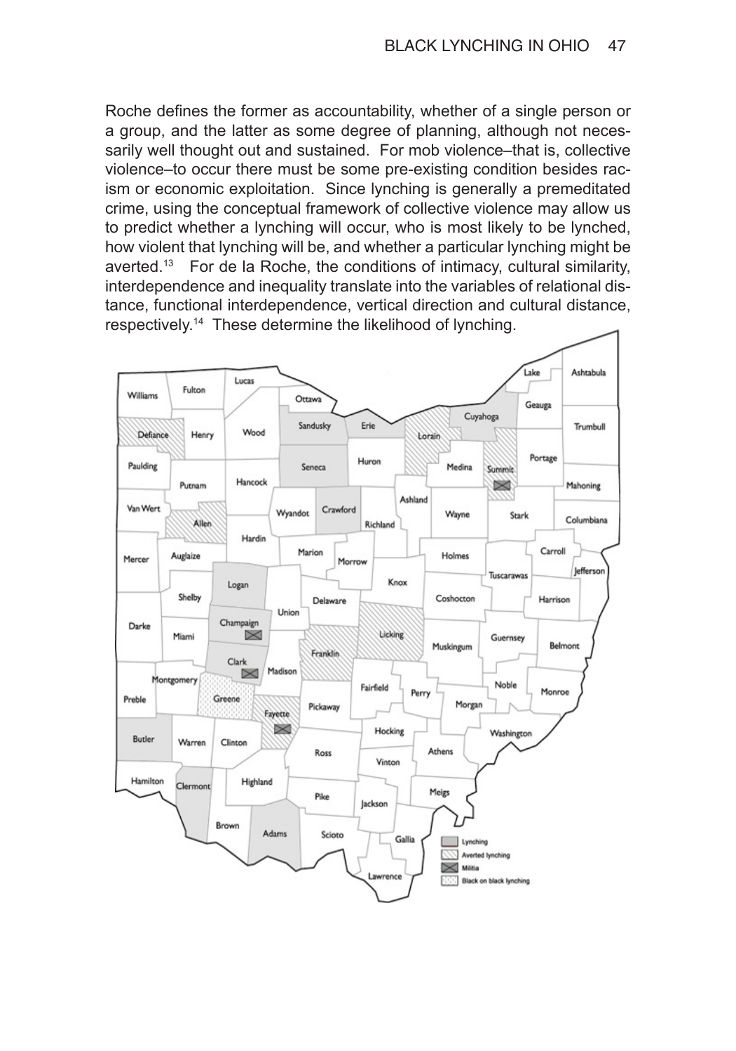Roche defines the former as accountability, whether of a single person or a group, and the latter as some degree of planning, although not necessarily well thought out and sustained. For mob violence–that is, collective violence–to occur there must be some pre-existing condition besides racism or economic exploitation. Since lynching is generally a premeditated crime, using the conceptual framework of collective violence may allow us to predict whether a lynching will occur, who is most likely to be lynched, how violent that lynching will be, and whether a particular lynching might be averted.[13] For de la Roche, the conditions of intimacy, cultural similarity, interdependence and inequality translate into the variables of relational distance, functional interdependence, vertical direction and cultural distance, respectively.[14] These determine the likelihood of lynching.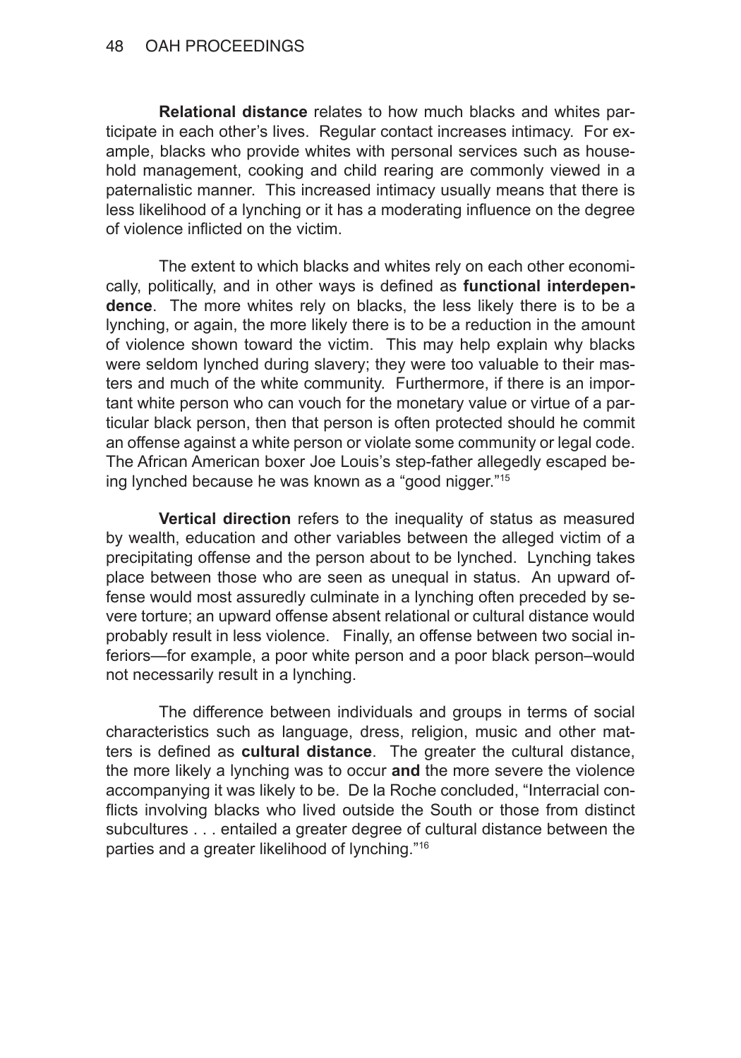**Relational distance** relates to how much blacks and whites participate in each other's lives. Regular contact increases intimacy. For example, blacks who provide whites with personal services such as household management, cooking and child rearing are commonly viewed in a paternalistic manner. This increased intimacy usually means that there is less likelihood of a lynching or it has a moderating influence on the degree of violence inflicted on the victim.

The extent to which blacks and whites rely on each other economically, politically, and in other ways is defined as **functional interdependence**. The more whites rely on blacks, the less likely there is to be a lynching, or again, the more likely there is to be a reduction in the amount of violence shown toward the victim. This may help explain why blacks were seldom lynched during slavery; they were too valuable to their masters and much of the white community. Furthermore, if there is an important white person who can vouch for the monetary value or virtue of a particular black person, then that person is often protected should he commit an offense against a white person or violate some community or legal code. The African American boxer Joe Louis's step-father allegedly escaped being lynched because he was known as a "good nigger."[15]

**Vertical direction** refers to the inequality of status as measured by wealth, education and other variables between the alleged victim of a precipitating offense and the person about to be lynched. Lynching takes place between those who are seen as unequal in status. An upward offense would most assuredly culminate in a lynching often preceded by severe torture; an upward offense absent relational or cultural distance would probably result in less violence. Finally, an offense between two social inferiors—for example, a poor white person and a poor black person–would not necessarily result in a lynching.

The difference between individuals and groups in terms of social characteristics such as language, dress, religion, music and other matters is defined as **cultural distance**. The greater the cultural distance, the more likely a lynching was to occur **and** the more severe the violence accompanying it was likely to be. De la Roche concluded, "Interracial conflicts involving blacks who lived outside the South or those from distinct subcultures . . . entailed a greater degree of cultural distance between the parties and a greater likelihood of lynching."[16]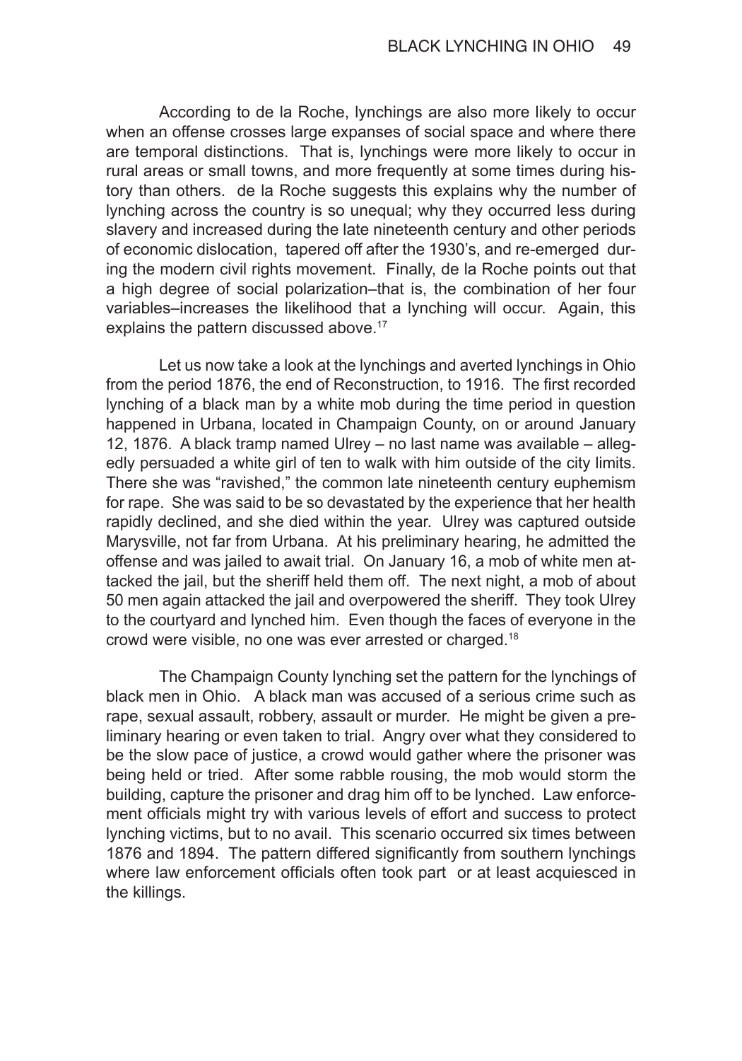According to de la Roche, lynchings are also more likely to occur when an offense crosses large expanses of social space and where there are temporal distinctions. That is, lynchings were more likely to occur in rural areas or small towns, and more frequently at some times during history than others. de la Roche suggests this explains why the number of lynching across the country is so unequal; why they occurred less during slavery and increased during the late nineteenth century and other periods of economic dislocation, tapered off after the 1930's, and re-emerged during the modern civil rights movement. Finally, de la Roche points out that a high degree of social polarization–that is, the combination of her four variables–increases the likelihood that a lynching will occur. Again, this explains the pattern discussed above.[17]

Let us now take a look at the lynchings and averted lynchings in Ohio from the period 1876, the end of Reconstruction, to 1916. The first recorded lynching of a black man by a white mob during the time period in question happened in Urbana, located in Champaign County, on or around January 12, 1876. A black tramp named Ulrey – no last name was available – allegedly persuaded a white girl of ten to walk with him outside of the city limits. There she was "ravished," the common late nineteenth century euphemism for rape. She was said to be so devastated by the experience that her health rapidly declined, and she died within the year. Ulrey was captured outside Marysville, not far from Urbana. At his preliminary hearing, he admitted the offense and was jailed to await trial. On January 16, a mob of white men attacked the jail, but the sheriff held them off. The next night, a mob of about 50 men again attacked the jail and overpowered the sheriff. They took Ulrey to the courtyard and lynched him. Even though the faces of everyone in the crowd were visible, no one was ever arrested or charged.[18]

The Champaign County lynching set the pattern for the lynchings of black men in Ohio. A black man was accused of a serious crime such as rape, sexual assault, robbery, assault or murder. He might be given a preliminary hearing or even taken to trial. Angry over what they considered to be the slow pace of justice, a crowd would gather where the prisoner was being held or tried. After some rabble rousing, the mob would storm the building, capture the prisoner and drag him off to be lynched. Law enforcement officials might try with various levels of effort and success to protect lynching victims, but to no avail. This scenario occurred six times between 1876 and 1894. The pattern differed significantly from southern lynchings where law enforcement officials often took part or at least acquiesced in the killings.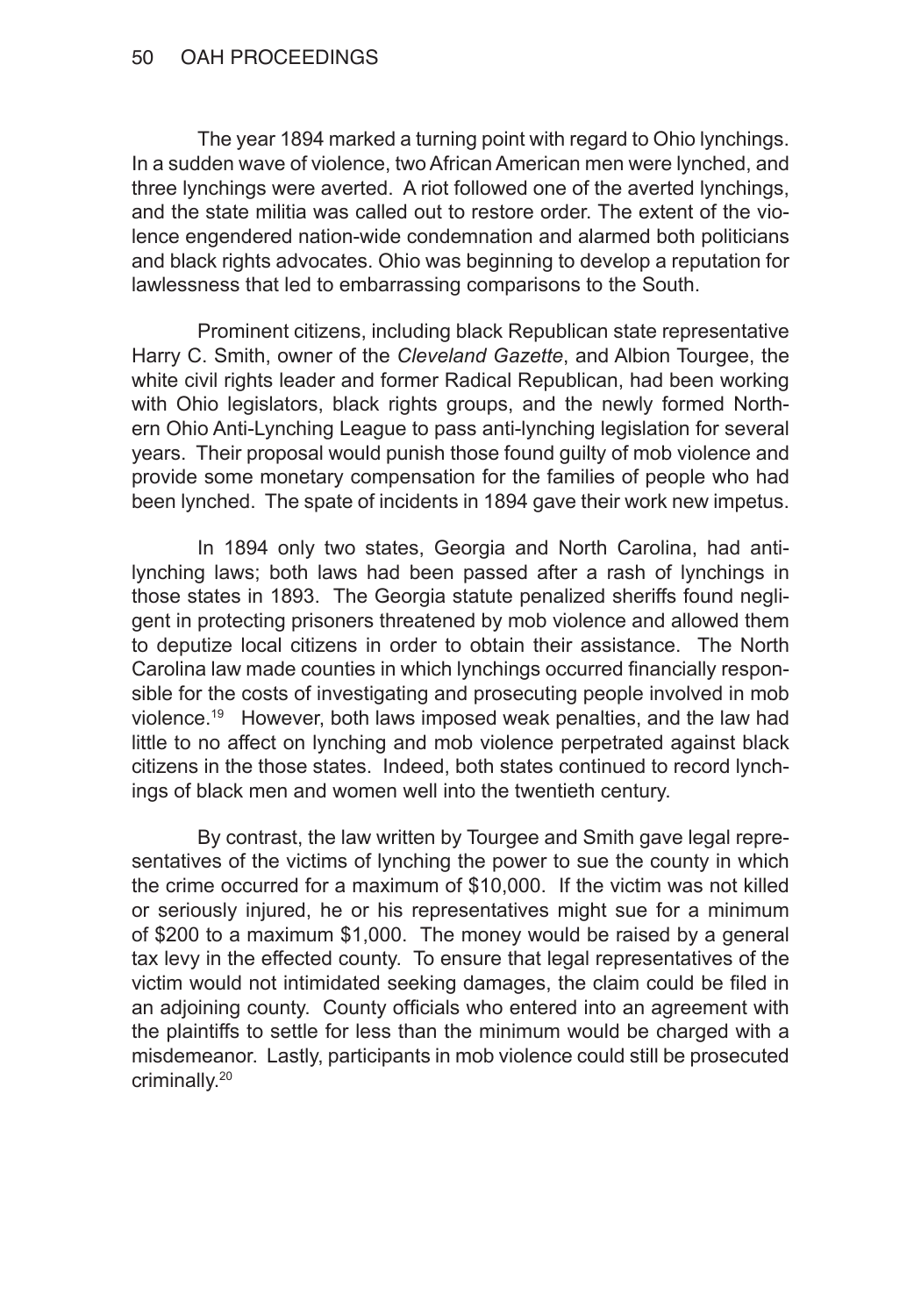The year 1894 marked a turning point with regard to Ohio lynchings. In a sudden wave of violence, two African American men were lynched, and three lynchings were averted. A riot followed one of the averted lynchings, and the state militia was called out to restore order. The extent of the violence engendered nation-wide condemnation and alarmed both politicians and black rights advocates. Ohio was beginning to develop a reputation for lawlessness that led to embarrassing comparisons to the South.

Prominent citizens, including black Republican state representative Harry C. Smith, owner of the *Cleveland Gazette*, and Albion Tourgee, the white civil rights leader and former Radical Republican, had been working with Ohio legislators, black rights groups, and the newly formed Northern Ohio Anti-Lynching League to pass anti-lynching legislation for several years. Their proposal would punish those found guilty of mob violence and provide some monetary compensation for the families of people who had been lynched. The spate of incidents in 1894 gave their work new impetus.

In 1894 only two states, Georgia and North Carolina, had anti-lynching laws; both laws had been passed after a rash of lynchings in those states in 1893. The Georgia statute penalized sheriffs found negligent in protecting prisoners threatened by mob violence and allowed them to deputize local citizens in order to obtain their assistance. The North Carolina law made counties in which lynchings occurred financially responsible for the costs of investigating and prosecuting people involved in mob violence.[19] However, both laws imposed weak penalties, and the law had little to no affect on lynching and mob violence perpetrated against black citizens in the those states. Indeed, both states continued to record lynchings of black men and women well into the twentieth century.

By contrast, the law written by Tourgee and Smith gave legal representatives of the victims of lynching the power to sue the county in which the crime occurred for a maximum of $10,000. If the victim was not killed or seriously injured, he or his representatives might sue for a minimum of $200 to a maximum $1,000. The money would be raised by a general tax levy in the effected county. To ensure that legal representatives of the victim would not intimidated seeking damages, the claim could be filed in an adjoining county. County officials who entered into an agreement with the plaintiffs to settle for less than the minimum would be charged with a misdemeanor. Lastly, participants in mob violence could still be prosecuted criminally.[20]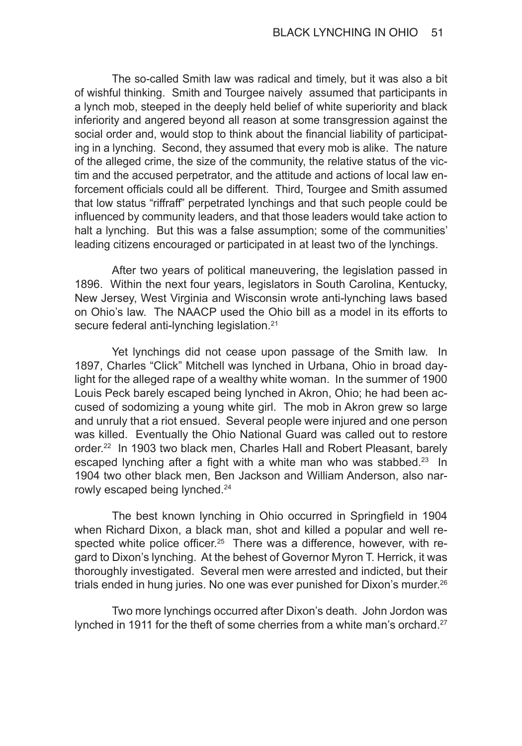The so-called Smith law was radical and timely, but it was also a bit of wishful thinking. Smith and Tourgee naively assumed that participants in a lynch mob, steeped in the deeply held belief of white superiority and black inferiority and angered beyond all reason at some transgression against the social order and, would stop to think about the financial liability of participating in a lynching. Second, they assumed that every mob is alike. The nature of the alleged crime, the size of the community, the relative status of the victim and the accused perpetrator, and the attitude and actions of local law enforcement officials could all be different. Third, Tourgee and Smith assumed that low status "riffraff" perpetrated lynchings and that such people could be influenced by community leaders, and that those leaders would take action to halt a lynching. But this was a false assumption; some of the communities' leading citizens encouraged or participated in at least two of the lynchings.

After two years of political maneuvering, the legislation passed in 1896. Within the next four years, legislators in South Carolina, Kentucky, New Jersey, West Virginia and Wisconsin wrote anti-lynching laws based on Ohio's law. The NAACP used the Ohio bill as a model in its efforts to secure federal anti-lynching legislation.[21]

Yet lynchings did not cease upon passage of the Smith law. In 1897, Charles "Click" Mitchell was lynched in Urbana, Ohio in broad daylight for the alleged rape of a wealthy white woman. In the summer of 1900 Louis Peck barely escaped being lynched in Akron, Ohio; he had been accused of sodomizing a young white girl. The mob in Akron grew so large and unruly that a riot ensued. Several people were injured and one person was killed. Eventually the Ohio National Guard was called out to restore order.[22] In 1903 two black men, Charles Hall and Robert Pleasant, barely escaped lynching after a fight with a white man who was stabbed.[23] In 1904 two other black men, Ben Jackson and William Anderson, also narrowly escaped being lynched.[24]

The best known lynching in Ohio occurred in Springfield in 1904 when Richard Dixon, a black man, shot and killed a popular and well respected white police officer.[25] There was a difference, however, with regard to Dixon's lynching. At the behest of Governor Myron T. Herrick, it was thoroughly investigated. Several men were arrested and indicted, but their trials ended in hung juries. No one was ever punished for Dixon's murder.[26]

Two more lynchings occurred after Dixon's death. John Jordon was lynched in 1911 for the theft of some cherries from a white man's orchard.[27]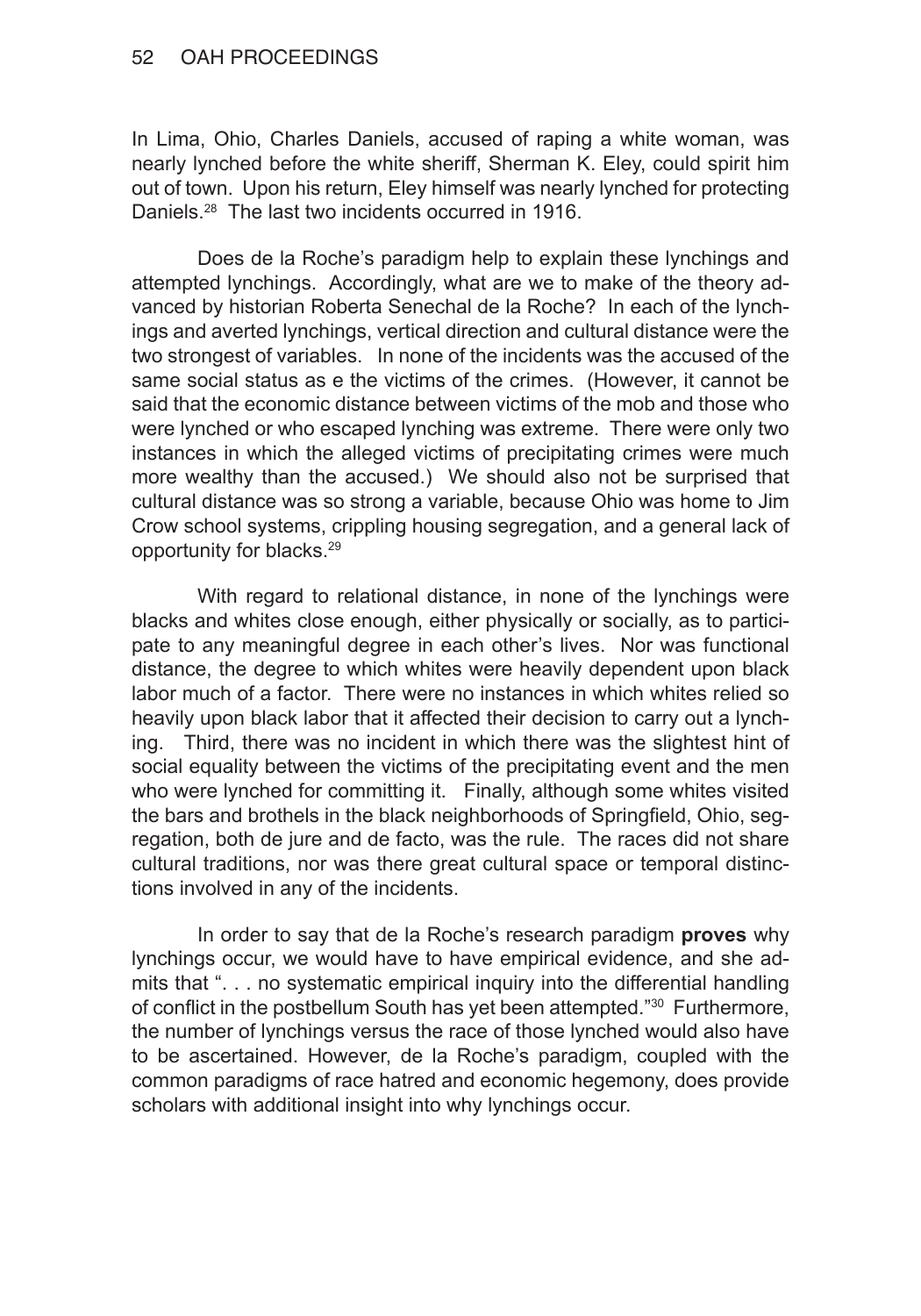In Lima, Ohio, Charles Daniels, accused of raping a white woman, was nearly lynched before the white sheriff, Sherman K. Eley, could spirit him out of town. Upon his return, Eley himself was nearly lynched for protecting Daniels.[28] The last two incidents occurred in 1916.

Does de la Roche's paradigm help to explain these lynchings and attempted lynchings. Accordingly, what are we to make of the theory advanced by historian Roberta Senechal de la Roche? In each of the lynchings and averted lynchings, vertical direction and cultural distance were the two strongest of variables. In none of the incidents was the accused of the same social status as e the victims of the crimes. (However, it cannot be said that the economic distance between victims of the mob and those who were lynched or who escaped lynching was extreme. There were only two instances in which the alleged victims of precipitating crimes were much more wealthy than the accused.) We should also not be surprised that cultural distance was so strong a variable, because Ohio was home to Jim Crow school systems, crippling housing segregation, and a general lack of opportunity for blacks.[29]

With regard to relational distance, in none of the lynchings were blacks and whites close enough, either physically or socially, as to participate to any meaningful degree in each other's lives. Nor was functional distance, the degree to which whites were heavily dependent upon black labor much of a factor. There were no instances in which whites relied so heavily upon black labor that it affected their decision to carry out a lynching. Third, there was no incident in which there was the slightest hint of social equality between the victims of the precipitating event and the men who were lynched for committing it. Finally, although some whites visited the bars and brothels in the black neighborhoods of Springfield, Ohio, segregation, both de jure and de facto, was the rule. The races did not share cultural traditions, nor was there great cultural space or temporal distinctions involved in any of the incidents.

In order to say that de la Roche's research paradigm **proves** why lynchings occur, we would have to have empirical evidence, and she admits that ". . . no systematic empirical inquiry into the differential handling of conflict in the postbellum South has yet been attempted."[30] Furthermore, the number of lynchings versus the race of those lynched would also have to be ascertained. However, de la Roche's paradigm, coupled with the common paradigms of race hatred and economic hegemony, does provide scholars with additional insight into why lynchings occur.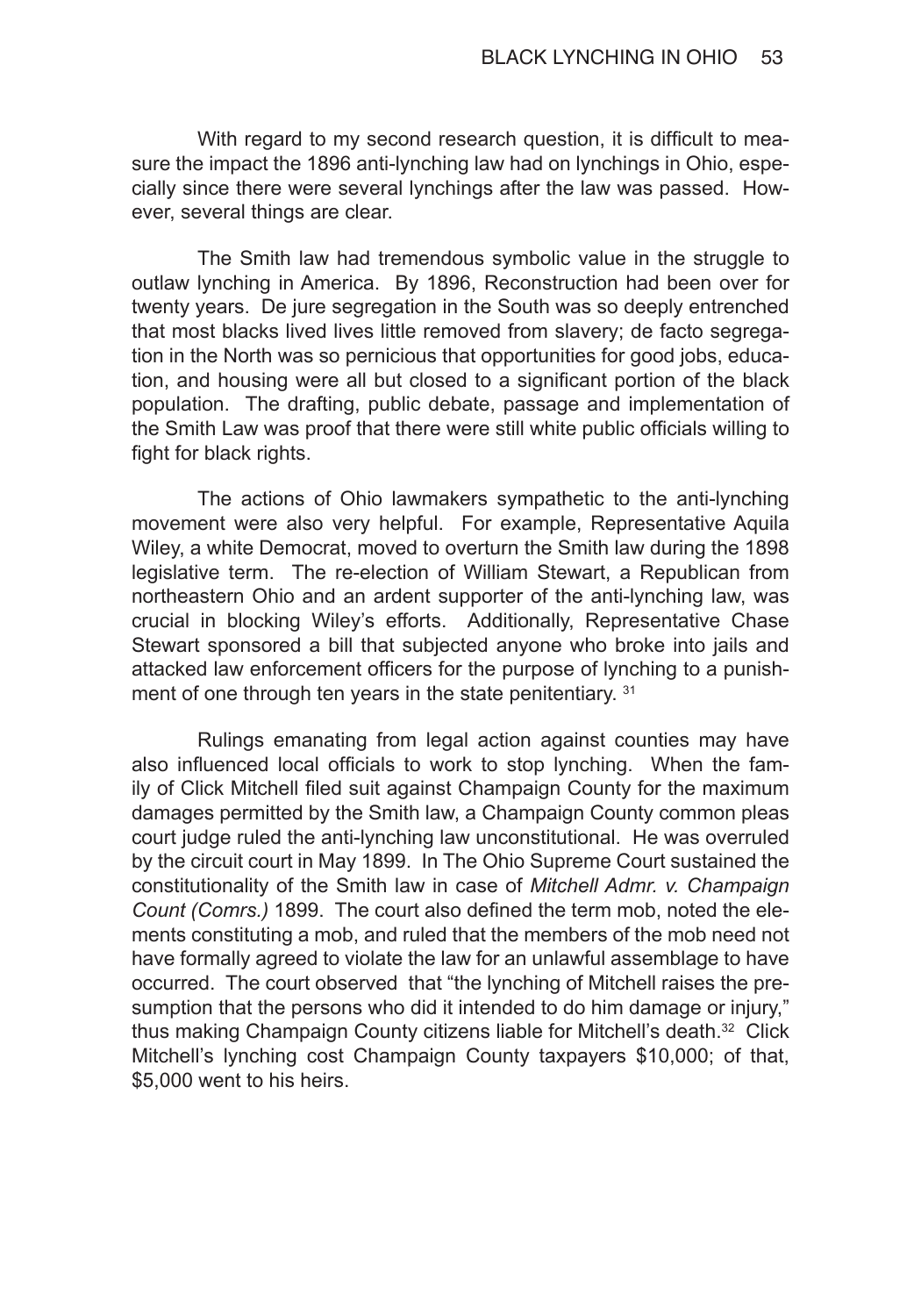With regard to my second research question, it is difficult to measure the impact the 1896 anti-lynching law had on lynchings in Ohio, especially since there were several lynchings after the law was passed. However, several things are clear.

The Smith law had tremendous symbolic value in the struggle to outlaw lynching in America. By 1896, Reconstruction had been over for twenty years. De jure segregation in the South was so deeply entrenched that most blacks lived lives little removed from slavery; de facto segregation in the North was so pernicious that opportunities for good jobs, education, and housing were all but closed to a significant portion of the black population. The drafting, public debate, passage and implementation of the Smith Law was proof that there were still white public officials willing to fight for black rights.

The actions of Ohio lawmakers sympathetic to the anti-lynching movement were also very helpful. For example, Representative Aquila Wiley, a white Democrat, moved to overturn the Smith law during the 1898 legislative term. The re-election of William Stewart, a Republican from northeastern Ohio and an ardent supporter of the anti-lynching law, was crucial in blocking Wiley's efforts. Additionally, Representative Chase Stewart sponsored a bill that subjected anyone who broke into jails and attacked law enforcement officers for the purpose of lynching to a punishment of one through ten years in the state penitentiary. [31]

Rulings emanating from legal action against counties may have also influenced local officials to work to stop lynching. When the family of Click Mitchell filed suit against Champaign County for the maximum damages permitted by the Smith law, a Champaign County common pleas court judge ruled the anti-lynching law unconstitutional. He was overruled by the circuit court in May 1899. In The Ohio Supreme Court sustained the constitutionality of the Smith law in case of *Mitchell Admr. v. Champaign Count (Comrs.)* 1899. The court also defined the term mob, noted the elements constituting a mob, and ruled that the members of the mob need not have formally agreed to violate the law for an unlawful assemblage to have occurred. The court observed that "the lynching of Mitchell raises the presumption that the persons who did it intended to do him damage or injury," thus making Champaign County citizens liable for Mitchell's death.[32] Click Mitchell's lynching cost Champaign County taxpayers $10,000; of that, $5,000 went to his heirs.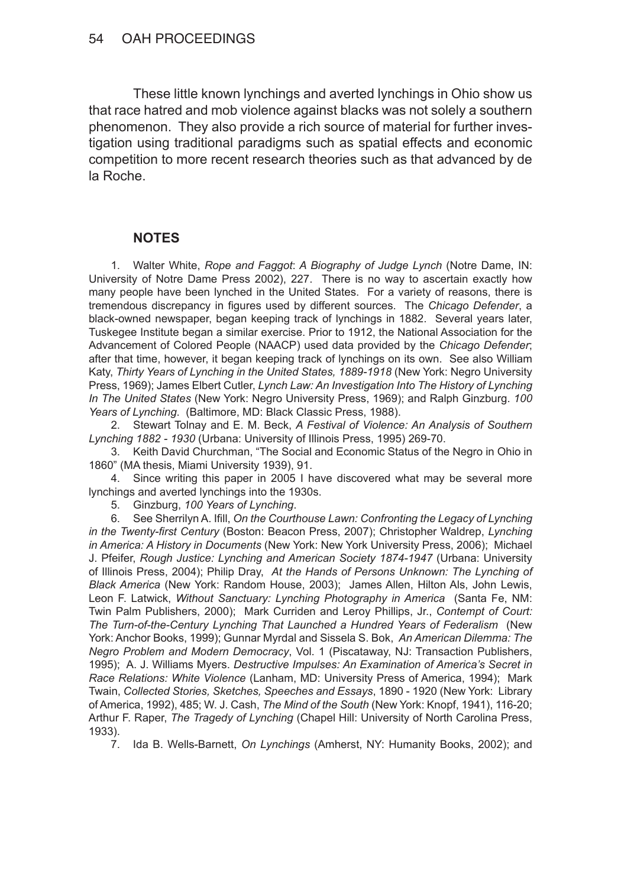These little known lynchings and averted lynchings in Ohio show us that race hatred and mob violence against blacks was not solely a southern phenomenon. They also provide a rich source of material for further investigation using traditional paradigms such as spatial effects and economic competition to more recent research theories such as that advanced by de la Roche.

## NOTES

1. Walter White, *Rope and Faggot*: *A Biography of Judge Lynch* (Notre Dame, IN: University of Notre Dame Press 2002), 227. There is no way to ascertain exactly how many people have been lynched in the United States. For a variety of reasons, there is tremendous discrepancy in figures used by different sources. The *Chicago Defender*, a black-owned newspaper, began keeping track of lynchings in 1882. Several years later, Tuskegee Institute began a similar exercise. Prior to 1912, the National Association for the Advancement of Colored People (NAACP) used data provided by the *Chicago Defender*; after that time, however, it began keeping track of lynchings on its own. See also William Katy, *Thirty Years of Lynching in the United States, 1889-1918* (New York: Negro University Press, 1969); James Elbert Cutler, *Lynch Law: An Investigation Into The History of Lynching In The United States* (New York: Negro University Press, 1969); and Ralph Ginzburg. *100 Years of Lynching*. (Baltimore, MD: Black Classic Press, 1988).

2. Stewart Tolnay and E. M. Beck, *A Festival of Violence: An Analysis of Southern Lynching 1882 - 1930* (Urbana: University of Illinois Press, 1995) 269-70.

3. Keith David Churchman, "The Social and Economic Status of the Negro in Ohio in 1860" (MA thesis, Miami University 1939), 91.

4. Since writing this paper in 2005 I have discovered what may be several more lynchings and averted lynchings into the 1930s.

5. Ginzburg, *100 Years of Lynching*.

6. See Sherrilyn A. Ifill, *On the Courthouse Lawn: Confronting the Legacy of Lynching in the Twenty-first Century* (Boston: Beacon Press, 2007); Christopher Waldrep, *Lynching in America: A History in Documents* (New York: New York University Press, 2006); Michael J. Pfeifer, *Rough Justice: Lynching and American Society 1874-1947* (Urbana: University of Illinois Press, 2004); Philip Dray, *At the Hands of Persons Unknown: The Lynching of Black America* (New York: Random House, 2003); James Allen, Hilton Als, John Lewis, Leon F. Latwick, *Without Sanctuary: Lynching Photography in America* (Santa Fe, NM: Twin Palm Publishers, 2000); Mark Curriden and Leroy Phillips, Jr., *Contempt of Court: The Turn-of-the-Century Lynching That Launched a Hundred Years of Federalism* (New York: Anchor Books, 1999); Gunnar Myrdal and Sissela S. Bok, *An American Dilemma: The Negro Problem and Modern Democracy*, Vol. 1 (Piscataway, NJ: Transaction Publishers, 1995); A. J. Williams Myers. *Destructive Impulses: An Examination of America's Secret in Race Relations: White Violence* (Lanham, MD: University Press of America, 1994); Mark Twain, *Collected Stories, Sketches, Speeches and Essays*, 1890 - 1920 (New York: Library of America, 1992), 485; W. J. Cash, *The Mind of the South* (New York: Knopf, 1941), 116-20; Arthur F. Raper, *The Tragedy of Lynching* (Chapel Hill: University of North Carolina Press, 1933).

7. Ida B. Wells-Barnett, *On Lynchings* (Amherst, NY: Humanity Books, 2002); and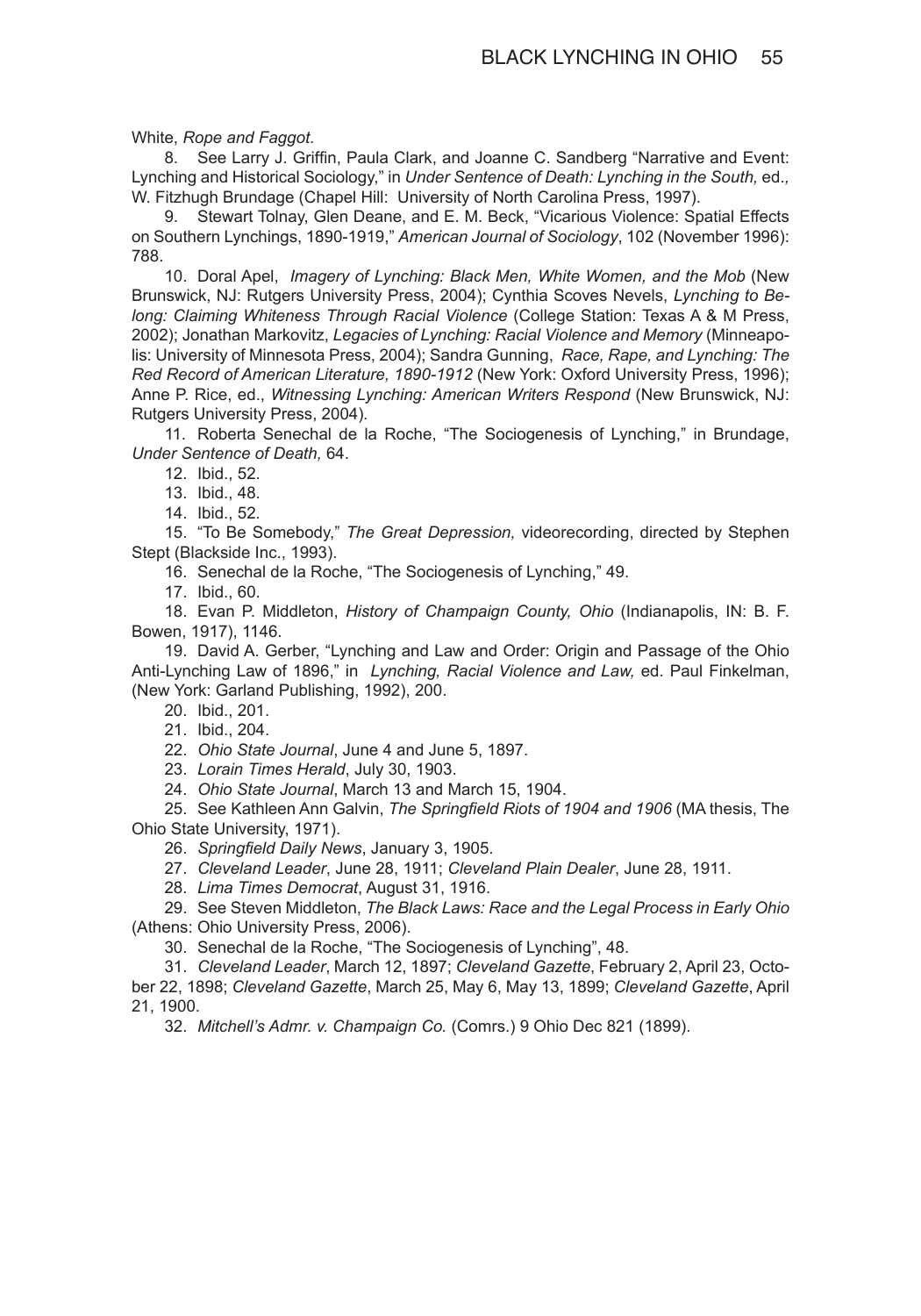White, *Rope and Faggot*.

8. See Larry J. Griffin, Paula Clark, and Joanne C. Sandberg "Narrative and Event: Lynching and Historical Sociology," in *Under Sentence of Death: Lynching in the South,* ed.*,* W. Fitzhugh Brundage (Chapel Hill: University of North Carolina Press, 1997).

9. Stewart Tolnay, Glen Deane, and E. M. Beck, "Vicarious Violence: Spatial Effects on Southern Lynchings, 1890-1919," *American Journal of Sociology*, 102 (November 1996): 788.

10. Doral Apel, *Imagery of Lynching: Black Men, White Women, and the Mob* (New Brunswick, NJ: Rutgers University Press, 2004); Cynthia Scoves Nevels, *Lynching to Belong: Claiming Whiteness Through Racial Violence* (College Station: Texas A & M Press, 2002); Jonathan Markovitz, *Legacies of Lynching: Racial Violence and Memory* (Minneapolis: University of Minnesota Press, 2004); Sandra Gunning, *Race, Rape, and Lynching: The Red Record of American Literature, 1890-1912* (New York: Oxford University Press, 1996); Anne P. Rice, ed., *Witnessing Lynching: American Writers Respond* (New Brunswick, NJ: Rutgers University Press, 2004).

11. Roberta Senechal de la Roche, "The Sociogenesis of Lynching," in Brundage, *Under Sentence of Death,* 64.

12. Ibid., 52.

13. Ibid., 48.

14. Ibid., 52.

15. "To Be Somebody," *The Great Depression,* videorecording, directed by Stephen Stept (Blackside Inc., 1993).

16. Senechal de la Roche, "The Sociogenesis of Lynching," 49.

17. Ibid., 60.

18. Evan P. Middleton, *History of Champaign County, Ohio* (Indianapolis, IN: B. F. Bowen, 1917), 1146.

19. David A. Gerber, "Lynching and Law and Order: Origin and Passage of the Ohio Anti-Lynching Law of 1896," in *Lynching, Racial Violence and Law,* ed. Paul Finkelman, (New York: Garland Publishing, 1992), 200.

20. Ibid., 201.

21. Ibid., 204.

22. *Ohio State Journal*, June 4 and June 5, 1897.

23. *Lorain Times Herald*, July 30, 1903.

24. *Ohio State Journal*, March 13 and March 15, 1904.

25. See Kathleen Ann Galvin, *The Springfield Riots of 1904 and 1906* (MA thesis, The Ohio State University, 1971).

26. *Springfield Daily News*, January 3, 1905.

27. *Cleveland Leader*, June 28, 1911; *Cleveland Plain Dealer*, June 28, 1911.

28. *Lima Times Democrat*, August 31, 1916.

29. See Steven Middleton, *The Black Laws: Race and the Legal Process in Early Ohio* (Athens: Ohio University Press, 2006).

30. Senechal de la Roche, "The Sociogenesis of Lynching", 48.

31. *Cleveland Leader*, March 12, 1897; *Cleveland Gazette*, February 2, April 23, October 22, 1898; *Cleveland Gazette*, March 25, May 6, May 13, 1899; *Cleveland Gazette*, April 21, 1900.

32. *Mitchell's Admr. v. Champaign Co.* (Comrs.) 9 Ohio Dec 821 (1899).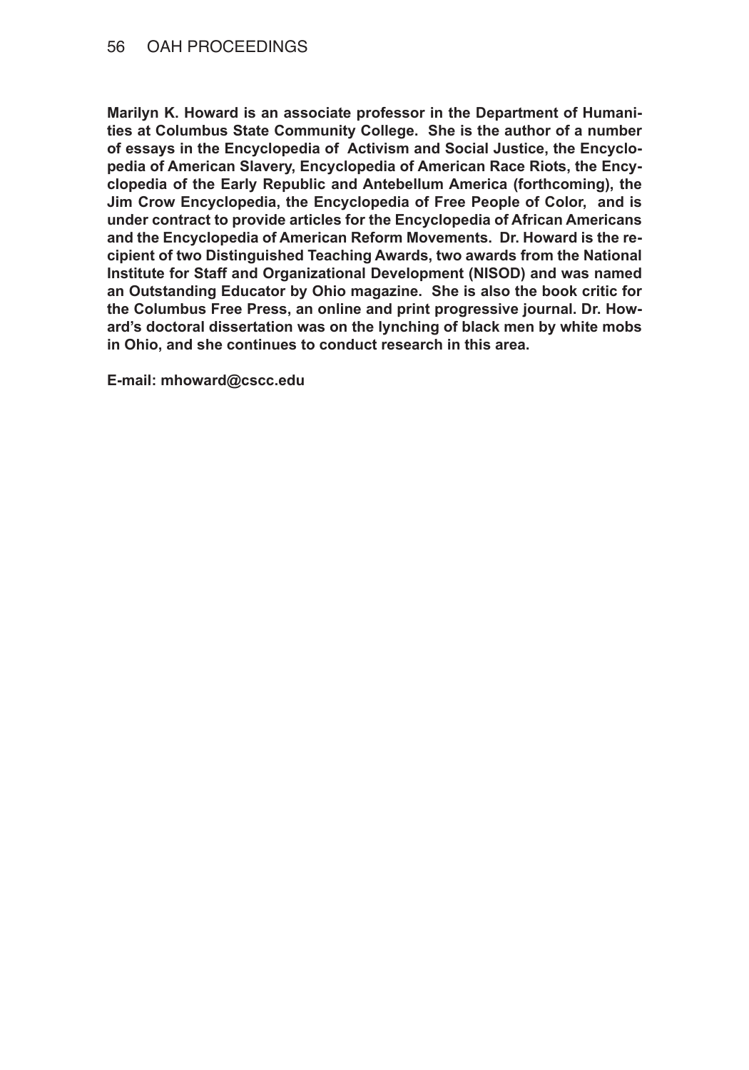**Marilyn K. Howard is an associate professor in the Department of Humanities at Columbus State Community College. She is the author of a number of essays in the Encyclopedia of Activism and Social Justice, the Encyclopedia of American Slavery, Encyclopedia of American Race Riots, the Encyclopedia of the Early Republic and Antebellum America (forthcoming), the Jim Crow Encyclopedia, the Encyclopedia of Free People of Color, and is under contract to provide articles for the Encyclopedia of African Americans and the Encyclopedia of American Reform Movements. Dr. Howard is the recipient of two Distinguished Teaching Awards, two awards from the National Institute for Staff and Organizational Development (NISOD) and was named an Outstanding Educator by Ohio magazine. She is also the book critic for the Columbus Free Press, an online and print progressive journal. Dr. Howard's doctoral dissertation was on the lynching of black men by white mobs in Ohio, and she continues to conduct research in this area.**

**E-mail: mhoward@cscc.edu**